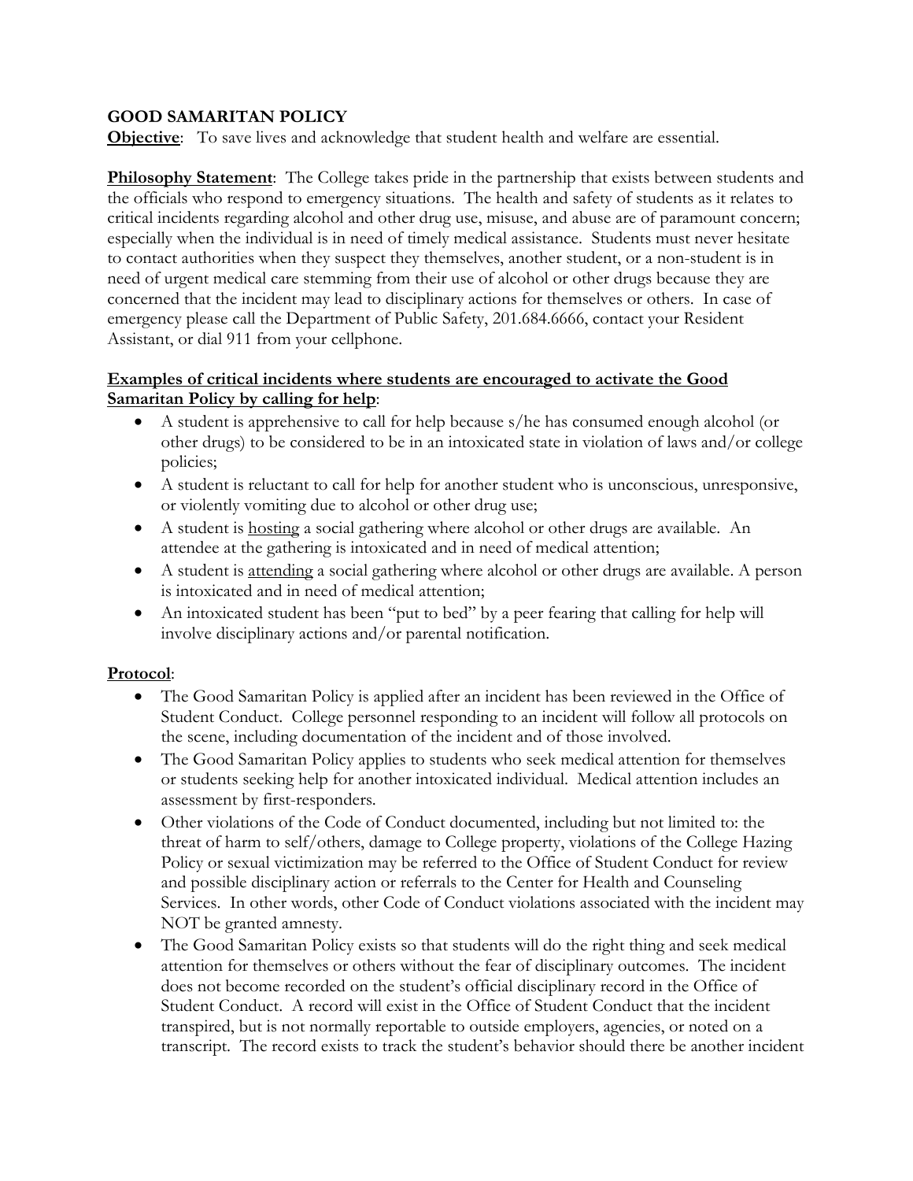# GOOD SAMARITAN POLICY

**Objective**: To save lives and acknowledge that student health and welfare are essential.

**Philosophy Statement**: The College takes pride in the partnership that exists between students and the officials who respond to emergency situations. The health and safety of students as it relates to critical incidents regarding alcohol and other drug use, misuse, and abuse are of paramount concern; especially when the individual is in need of timely medical assistance. Students must never hesitate to contact authorities when they suspect they themselves, another student, or a non-student is in need of urgent medical care stemming from their use of alcohol or other drugs because they are concerned that the incident may lead to disciplinary actions for themselves or others. In case of emergency please call the Department of Public Safety, 201.684.6666, contact your Resident Assistant, or dial 911 from your cellphone.

**Examples of critical incidents where students are encouraged to activate the Good Samaritan Policy by calling for help**:

- A student is apprehensive to call for help because s/he has consumed enough alcohol (or other drugs) to be considered to be in an intoxicated state in violation of laws and/or college policies;
- A student is reluctant to call for help for another student who is unconscious, unresponsive, or violently vomiting due to alcohol or other drug use;
- A student is hosting a social gathering where alcohol or other drugs are available. An attendee at the gathering is intoxicated and in need of medical attention;
- A student is attending a social gathering where alcohol or other drugs are available. A person is intoxicated and in need of medical attention;
- An intoxicated student has been "put to bed" by a peer fearing that calling for help will involve disciplinary actions and/or parental notification.

**Protocol**:

- The Good Samaritan Policy is applied after an incident has been reviewed in the Office of Student Conduct. College personnel responding to an incident will follow all protocols on the scene, including documentation of the incident and of those involved.
- The Good Samaritan Policy applies to students who seek medical attention for themselves or students seeking help for another intoxicated individual. Medical attention includes an assessment by first-responders.
- Other violations of the Code of Conduct documented, including but not limited to: the threat of harm to self/others, damage to College property, violations of the College Hazing Policy or sexual victimization may be referred to the Office of Student Conduct for review and possible disciplinary action or referrals to the Center for Health and Counseling Services. In other words, other Code of Conduct violations associated with the incident may NOT be granted amnesty.
- The Good Samaritan Policy exists so that students will do the right thing and seek medical attention for themselves or others without the fear of disciplinary outcomes. The incident does not become recorded on the student's official disciplinary record in the Office of Student Conduct. A record will exist in the Office of Student Conduct that the incident transpired, but is not normally reportable to outside employers, agencies, or noted on a transcript. The record exists to track the student's behavior should there be another incident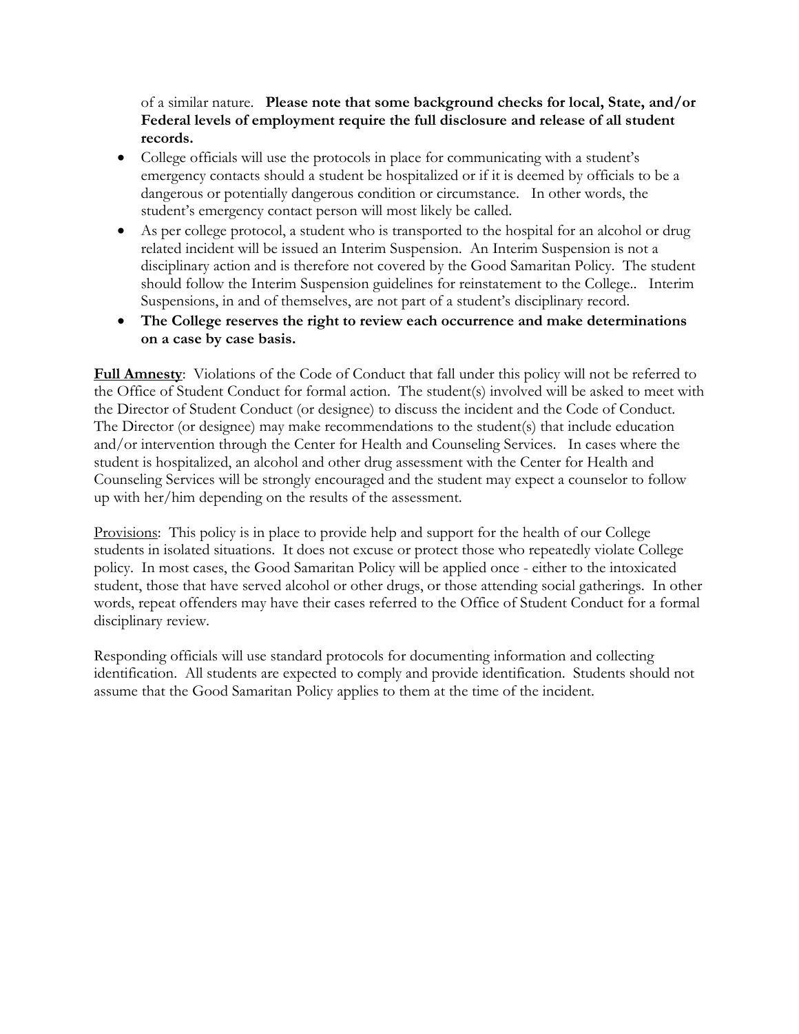of a similar nature. **Please note that some background checks for local, State, and/or Federal levels of employment require the full disclosure and release of all student records.**

- College officials will use the protocols in place for communicating with a student's emergency contacts should a student be hospitalized or if it is deemed by officials to be a dangerous or potentially dangerous condition or circumstance. In other words, the student's emergency contact person will most likely be called.
- As per college protocol, a student who is transported to the hospital for an alcohol or drug related incident will be issued an Interim Suspension. An Interim Suspension is not a disciplinary action and is therefore not covered by the Good Samaritan Policy. The student should follow the Interim Suspension guidelines for reinstatement to the College.. Interim Suspensions, in and of themselves, are not part of a student's disciplinary record.
- **The College reserves the right to review each occurrence and make determinations on a case by case basis.**

<u>**Full Amnesty**</u>: Violations of the Code of Conduct that fall under this policy will not be referred to the Office of Student Conduct for formal action. The student(s) involved will be asked to meet with the Director of Student Conduct (or designee) to discuss the incident and the Code of Conduct. The Director (or designee) may make recommendations to the student(s) that include education and/or intervention through the Center for Health and Counseling Services. In cases where the student is hospitalized, an alcohol and other drug assessment with the Center for Health and Counseling Services will be strongly encouraged and the student may expect a counselor to follow up with her/him depending on the results of the assessment.

<u>Provisions</u>: This policy is in place to provide help and support for the health of our College students in isolated situations. It does not excuse or protect those who repeatedly violate College policy. In most cases, the Good Samaritan Policy will be applied once - either to the intoxicated student, those that have served alcohol or other drugs, or those attending social gatherings. In other words, repeat offenders may have their cases referred to the Office of Student Conduct for a formal disciplinary review.

Responding officials will use standard protocols for documenting information and collecting identification. All students are expected to comply and provide identification. Students should not assume that the Good Samaritan Policy applies to them at the time of the incident.